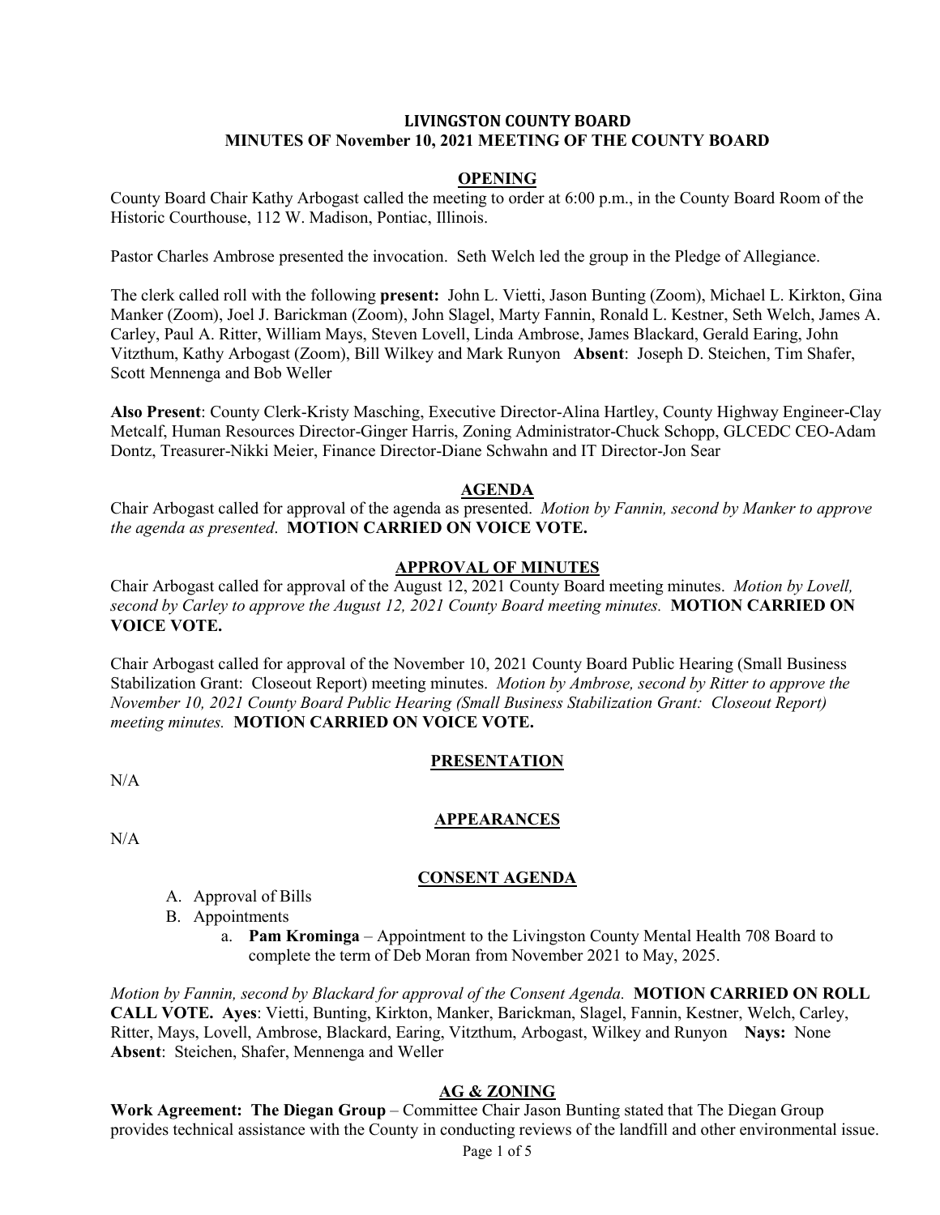# LIVINGSTON COUNTY BOARD
## MINUTES OF November 10, 2021 MEETING OF THE COUNTY BOARD

### OPENING

County Board Chair Kathy Arbogast called the meeting to order at 6:00 p.m., in the County Board Room of the Historic Courthouse, 112 W. Madison, Pontiac, Illinois.

Pastor Charles Ambrose presented the invocation. Seth Welch led the group in the Pledge of Allegiance.

The clerk called roll with the following **present:** John L. Vietti, Jason Bunting (Zoom), Michael L. Kirkton, Gina Manker (Zoom), Joel J. Barickman (Zoom), John Slagel, Marty Fannin, Ronald L. Kestner, Seth Welch, James A. Carley, Paul A. Ritter, William Mays, Steven Lovell, Linda Ambrose, James Blackard, Gerald Earing, John Vitzthum, Kathy Arbogast (Zoom), Bill Wilkey and Mark Runyon **Absent**: Joseph D. Steichen, Tim Shafer, Scott Mennenga and Bob Weller

**Also Present**: County Clerk-Kristy Masching, Executive Director-Alina Hartley, County Highway Engineer-Clay Metcalf, Human Resources Director-Ginger Harris, Zoning Administrator-Chuck Schopp, GLCEDC CEO-Adam Dontz, Treasurer-Nikki Meier, Finance Director-Diane Schwahn and IT Director-Jon Sear

### AGENDA

Chair Arbogast called for approval of the agenda as presented. *Motion by Fannin, second by Manker to approve the agenda as presented*. **MOTION CARRIED ON VOICE VOTE.**

### APPROVAL OF MINUTES

Chair Arbogast called for approval of the August 12, 2021 County Board meeting minutes. *Motion by Lovell, second by Carley to approve the August 12, 2021 County Board meeting minutes.* **MOTION CARRIED ON VOICE VOTE.**

Chair Arbogast called for approval of the November 10, 2021 County Board Public Hearing (Small Business Stabilization Grant: Closeout Report) meeting minutes. *Motion by Ambrose, second by Ritter to approve the November 10, 2021 County Board Public Hearing (Small Business Stabilization Grant: Closeout Report) meeting minutes.* **MOTION CARRIED ON VOICE VOTE.**

### PRESENTATION

N/A

### APPEARANCES

N/A

### CONSENT AGENDA

A. Approval of Bills
B. Appointments
   a. **Pam Krominga** – Appointment to the Livingston County Mental Health 708 Board to complete the term of Deb Moran from November 2021 to May, 2025.

*Motion by Fannin, second by Blackard for approval of the Consent Agenda.* **MOTION CARRIED ON ROLL CALL VOTE. Ayes**: Vietti, Bunting, Kirkton, Manker, Barickman, Slagel, Fannin, Kestner, Welch, Carley, Ritter, Mays, Lovell, Ambrose, Blackard, Earing, Vitzthum, Arbogast, Wilkey and Runyon **Nays:** None **Absent**: Steichen, Shafer, Mennenga and Weller

### AG & ZONING

**Work Agreement: The Diegan Group** – Committee Chair Jason Bunting stated that The Diegan Group provides technical assistance with the County in conducting reviews of the landfill and other environmental issue.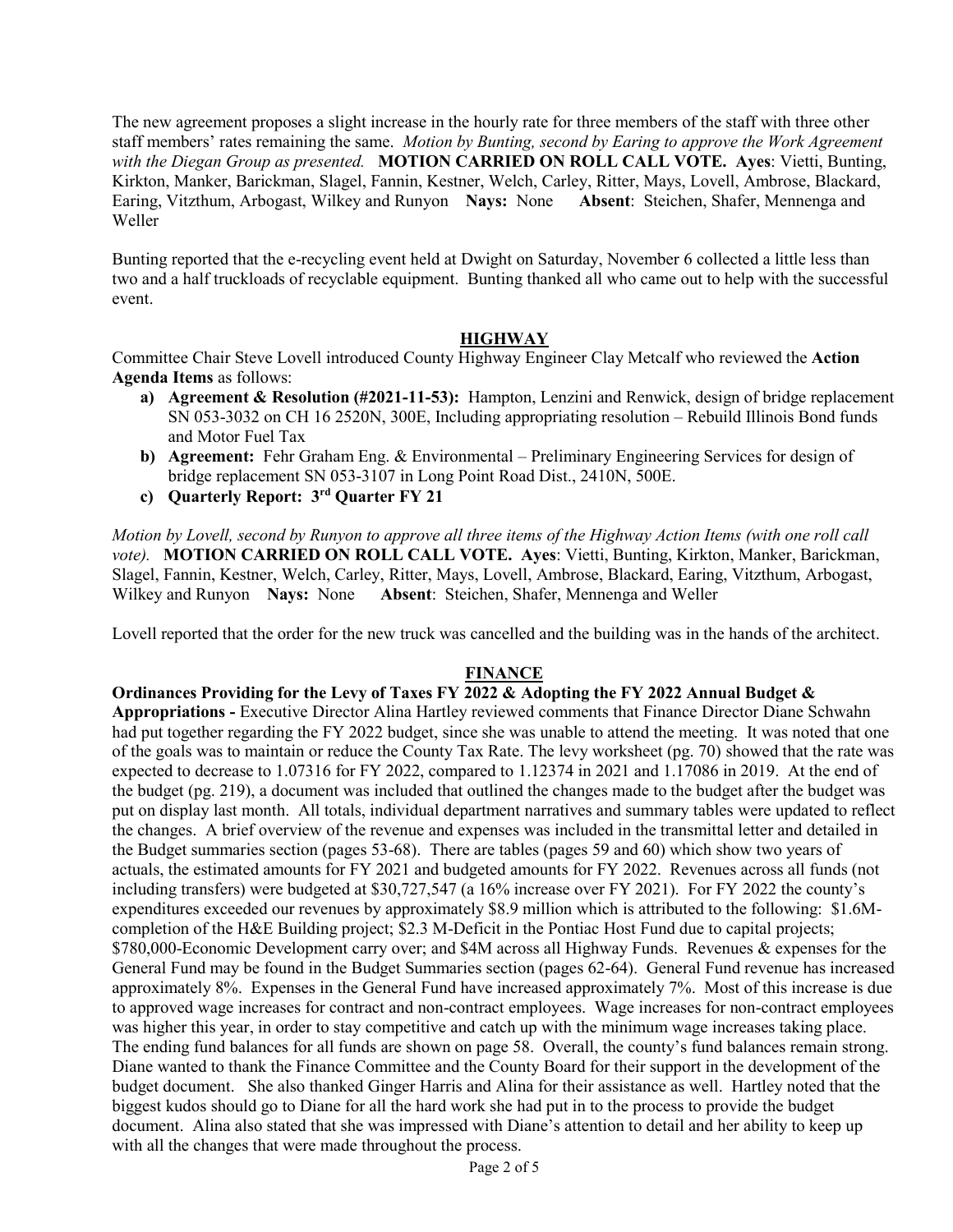The new agreement proposes a slight increase in the hourly rate for three members of the staff with three other staff members' rates remaining the same. *Motion by Bunting, second by Earing to approve the Work Agreement with the Diegan Group as presented.* **MOTION CARRIED ON ROLL CALL VOTE. Ayes**: Vietti, Bunting, Kirkton, Manker, Barickman, Slagel, Fannin, Kestner, Welch, Carley, Ritter, Mays, Lovell, Ambrose, Blackard, Earing, Vitzthum, Arbogast, Wilkey and Runyon **Nays:** None **Absent**: Steichen, Shafer, Mennenga and Weller

Bunting reported that the e-recycling event held at Dwight on Saturday, November 6 collected a little less than two and a half truckloads of recyclable equipment. Bunting thanked all who came out to help with the successful event.

## HIGHWAY

Committee Chair Steve Lovell introduced County Highway Engineer Clay Metcalf who reviewed the **Action Agenda Items** as follows:

- **a) Agreement & Resolution (#2021-11-53):** Hampton, Lenzini and Renwick, design of bridge replacement SN 053-3032 on CH 16 2520N, 300E, Including appropriating resolution – Rebuild Illinois Bond funds and Motor Fuel Tax
- **b) Agreement:** Fehr Graham Eng. & Environmental – Preliminary Engineering Services for design of bridge replacement SN 053-3107 in Long Point Road Dist., 2410N, 500E.
- **c) Quarterly Report: 3rd Quarter FY 21**

*Motion by Lovell, second by Runyon to approve all three items of the Highway Action Items (with one roll call vote).* **MOTION CARRIED ON ROLL CALL VOTE. Ayes**: Vietti, Bunting, Kirkton, Manker, Barickman, Slagel, Fannin, Kestner, Welch, Carley, Ritter, Mays, Lovell, Ambrose, Blackard, Earing, Vitzthum, Arbogast, Wilkey and Runyon **Nays:** None **Absent**: Steichen, Shafer, Mennenga and Weller

Lovell reported that the order for the new truck was cancelled and the building was in the hands of the architect.

## FINANCE

**Ordinances Providing for the Levy of Taxes FY 2022 & Adopting the FY 2022 Annual Budget & Appropriations -** Executive Director Alina Hartley reviewed comments that Finance Director Diane Schwahn had put together regarding the FY 2022 budget, since she was unable to attend the meeting. It was noted that one of the goals was to maintain or reduce the County Tax Rate. The levy worksheet (pg. 70) showed that the rate was expected to decrease to 1.07316 for FY 2022, compared to 1.12374 in 2021 and 1.17086 in 2019. At the end of the budget (pg. 219), a document was included that outlined the changes made to the budget after the budget was put on display last month. All totals, individual department narratives and summary tables were updated to reflect the changes. A brief overview of the revenue and expenses was included in the transmittal letter and detailed in the Budget summaries section (pages 53-68). There are tables (pages 59 and 60) which show two years of actuals, the estimated amounts for FY 2021 and budgeted amounts for FY 2022. Revenues across all funds (not including transfers) were budgeted at $30,727,547 (a 16% increase over FY 2021). For FY 2022 the county's expenditures exceeded our revenues by approximately $8.9 million which is attributed to the following: $1.6M-completion of the H&E Building project; $2.3 M-Deficit in the Pontiac Host Fund due to capital projects; $780,000-Economic Development carry over; and $4M across all Highway Funds. Revenues & expenses for the General Fund may be found in the Budget Summaries section (pages 62-64). General Fund revenue has increased approximately 8%. Expenses in the General Fund have increased approximately 7%. Most of this increase is due to approved wage increases for contract and non-contract employees. Wage increases for non-contract employees was higher this year, in order to stay competitive and catch up with the minimum wage increases taking place. The ending fund balances for all funds are shown on page 58. Overall, the county's fund balances remain strong. Diane wanted to thank the Finance Committee and the County Board for their support in the development of the budget document. She also thanked Ginger Harris and Alina for their assistance as well. Hartley noted that the biggest kudos should go to Diane for all the hard work she had put in to the process to provide the budget document. Alina also stated that she was impressed with Diane's attention to detail and her ability to keep up with all the changes that were made throughout the process.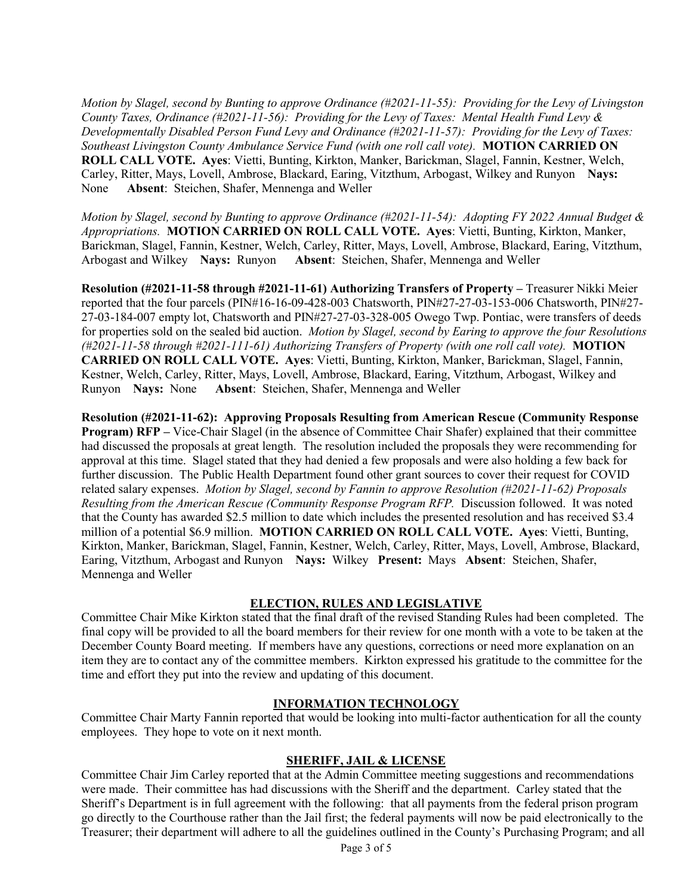*Motion by Slagel, second by Bunting to approve Ordinance (#2021-11-55): Providing for the Levy of Livingston County Taxes, Ordinance (#2021-11-56): Providing for the Levy of Taxes: Mental Health Fund Levy & Developmentally Disabled Person Fund Levy and Ordinance (#2021-11-57): Providing for the Levy of Taxes: Southeast Livingston County Ambulance Service Fund (with one roll call vote).* **MOTION CARRIED ON ROLL CALL VOTE. Ayes**: Vietti, Bunting, Kirkton, Manker, Barickman, Slagel, Fannin, Kestner, Welch, Carley, Ritter, Mays, Lovell, Ambrose, Blackard, Earing, Vitzthum, Arbogast, Wilkey and Runyon **Nays:** None **Absent**: Steichen, Shafer, Mennenga and Weller

*Motion by Slagel, second by Bunting to approve Ordinance (#2021-11-54): Adopting FY 2022 Annual Budget & Appropriations.* **MOTION CARRIED ON ROLL CALL VOTE. Ayes**: Vietti, Bunting, Kirkton, Manker, Barickman, Slagel, Fannin, Kestner, Welch, Carley, Ritter, Mays, Lovell, Ambrose, Blackard, Earing, Vitzthum, Arbogast and Wilkey **Nays:** Runyon **Absent**: Steichen, Shafer, Mennenga and Weller

**Resolution (#2021-11-58 through #2021-11-61) Authorizing Transfers of Property –** Treasurer Nikki Meier reported that the four parcels (PIN#16-16-09-428-003 Chatsworth, PIN#27-27-03-153-006 Chatsworth, PIN#27-27-03-184-007 empty lot, Chatsworth and PIN#27-27-03-328-005 Owego Twp. Pontiac, were transfers of deeds for properties sold on the sealed bid auction. *Motion by Slagel, second by Earing to approve the four Resolutions (#2021-11-58 through #2021-111-61) Authorizing Transfers of Property (with one roll call vote).* **MOTION CARRIED ON ROLL CALL VOTE. Ayes**: Vietti, Bunting, Kirkton, Manker, Barickman, Slagel, Fannin, Kestner, Welch, Carley, Ritter, Mays, Lovell, Ambrose, Blackard, Earing, Vitzthum, Arbogast, Wilkey and Runyon **Nays:** None **Absent**: Steichen, Shafer, Mennenga and Weller

**Resolution (#2021-11-62): Approving Proposals Resulting from American Rescue (Community Response Program) RFP –** Vice-Chair Slagel (in the absence of Committee Chair Shafer) explained that their committee had discussed the proposals at great length. The resolution included the proposals they were recommending for approval at this time. Slagel stated that they had denied a few proposals and were also holding a few back for further discussion. The Public Health Department found other grant sources to cover their request for COVID related salary expenses. *Motion by Slagel, second by Fannin to approve Resolution (#2021-11-62) Proposals Resulting from the American Rescue (Community Response Program RFP.* Discussion followed. It was noted that the County has awarded $2.5 million to date which includes the presented resolution and has received $3.4 million of a potential $6.9 million. **MOTION CARRIED ON ROLL CALL VOTE. Ayes**: Vietti, Bunting, Kirkton, Manker, Barickman, Slagel, Fannin, Kestner, Welch, Carley, Ritter, Mays, Lovell, Ambrose, Blackard, Earing, Vitzthum, Arbogast and Runyon **Nays:** Wilkey **Present:** Mays **Absent**: Steichen, Shafer, Mennenga and Weller

## ELECTION, RULES AND LEGISLATIVE

Committee Chair Mike Kirkton stated that the final draft of the revised Standing Rules had been completed. The final copy will be provided to all the board members for their review for one month with a vote to be taken at the December County Board meeting. If members have any questions, corrections or need more explanation on an item they are to contact any of the committee members. Kirkton expressed his gratitude to the committee for the time and effort they put into the review and updating of this document.

## INFORMATION TECHNOLOGY

Committee Chair Marty Fannin reported that would be looking into multi-factor authentication for all the county employees. They hope to vote on it next month.

## SHERIFF, JAIL & LICENSE

Committee Chair Jim Carley reported that at the Admin Committee meeting suggestions and recommendations were made. Their committee has had discussions with the Sheriff and the department. Carley stated that the Sheriff's Department is in full agreement with the following: that all payments from the federal prison program go directly to the Courthouse rather than the Jail first; the federal payments will now be paid electronically to the Treasurer; their department will adhere to all the guidelines outlined in the County's Purchasing Program; and all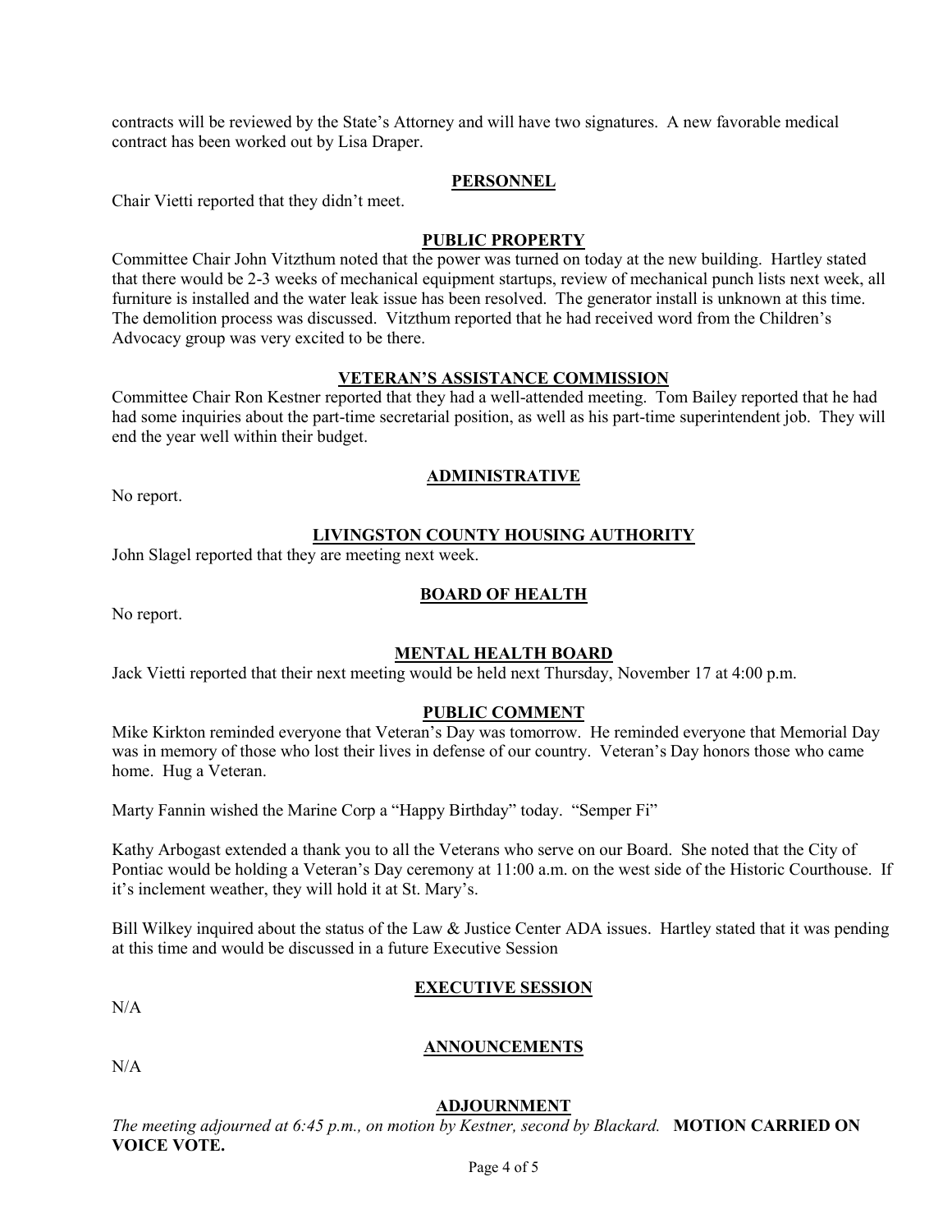contracts will be reviewed by the State's Attorney and will have two signatures. A new favorable medical contract has been worked out by Lisa Draper.

## PERSONNEL

Chair Vietti reported that they didn't meet.

## PUBLIC PROPERTY

Committee Chair John Vitzthum noted that the power was turned on today at the new building. Hartley stated that there would be 2-3 weeks of mechanical equipment startups, review of mechanical punch lists next week, all furniture is installed and the water leak issue has been resolved. The generator install is unknown at this time. The demolition process was discussed. Vitzthum reported that he had received word from the Children's Advocacy group was very excited to be there.

## VETERAN'S ASSISTANCE COMMISSION

Committee Chair Ron Kestner reported that they had a well-attended meeting. Tom Bailey reported that he had had some inquiries about the part-time secretarial position, as well as his part-time superintendent job. They will end the year well within their budget.

## ADMINISTRATIVE

No report.

## LIVINGSTON COUNTY HOUSING AUTHORITY

John Slagel reported that they are meeting next week.

## BOARD OF HEALTH

No report.

## MENTAL HEALTH BOARD

Jack Vietti reported that their next meeting would be held next Thursday, November 17 at 4:00 p.m.

## PUBLIC COMMENT

Mike Kirkton reminded everyone that Veteran's Day was tomorrow. He reminded everyone that Memorial Day was in memory of those who lost their lives in defense of our country. Veteran's Day honors those who came home. Hug a Veteran.

Marty Fannin wished the Marine Corp a "Happy Birthday" today. "Semper Fi"

Kathy Arbogast extended a thank you to all the Veterans who serve on our Board. She noted that the City of Pontiac would be holding a Veteran's Day ceremony at 11:00 a.m. on the west side of the Historic Courthouse. If it's inclement weather, they will hold it at St. Mary's.

Bill Wilkey inquired about the status of the Law & Justice Center ADA issues. Hartley stated that it was pending at this time and would be discussed in a future Executive Session

## EXECUTIVE SESSION

N/A

## ANNOUNCEMENTS

N/A

## ADJOURNMENT

*The meeting adjourned at 6:45 p.m., on motion by Kestner, second by Blackard.* **MOTION CARRIED ON VOICE VOTE.**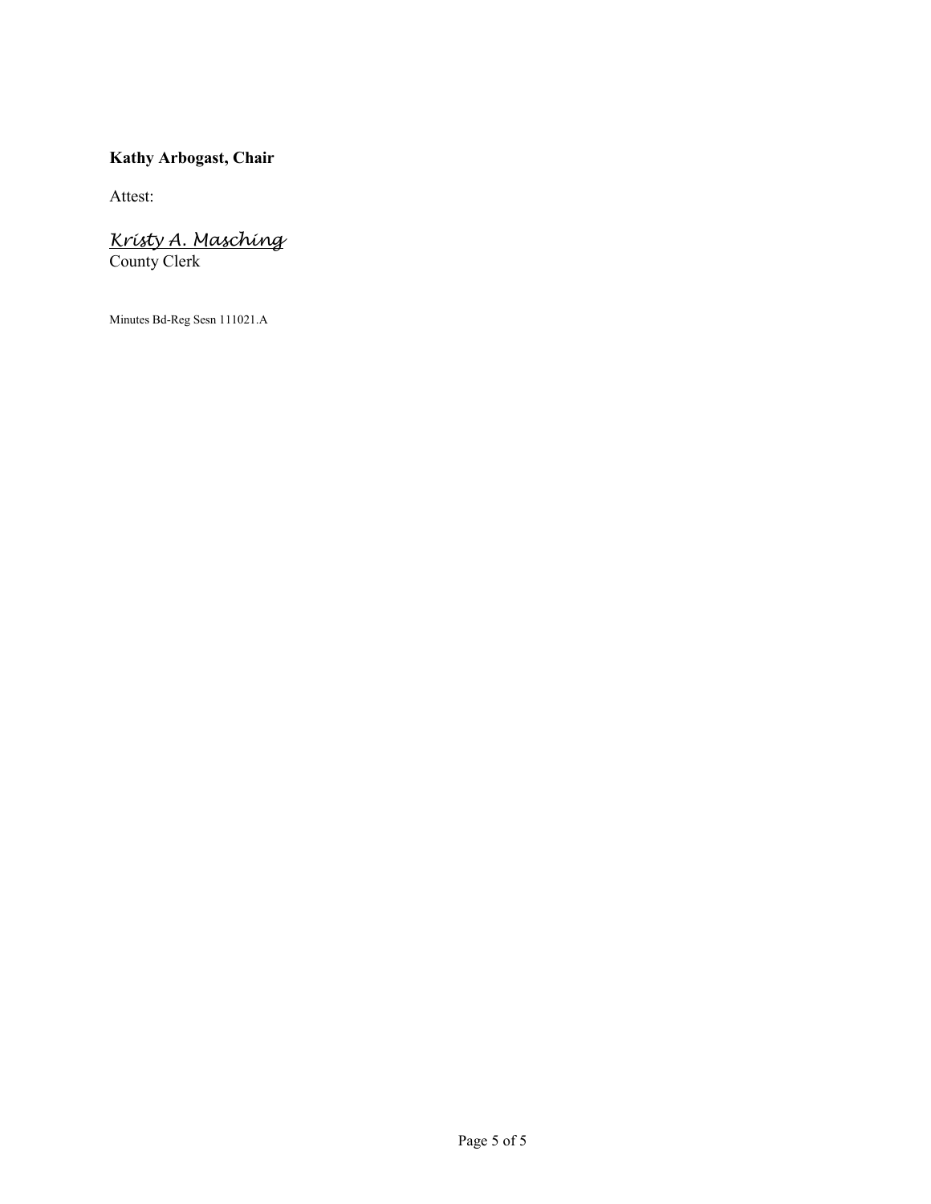**Kathy Arbogast, Chair**

Attest:

*Kristy A. Masching*
County Clerk

Minutes Bd-Reg Sesn 111021.A